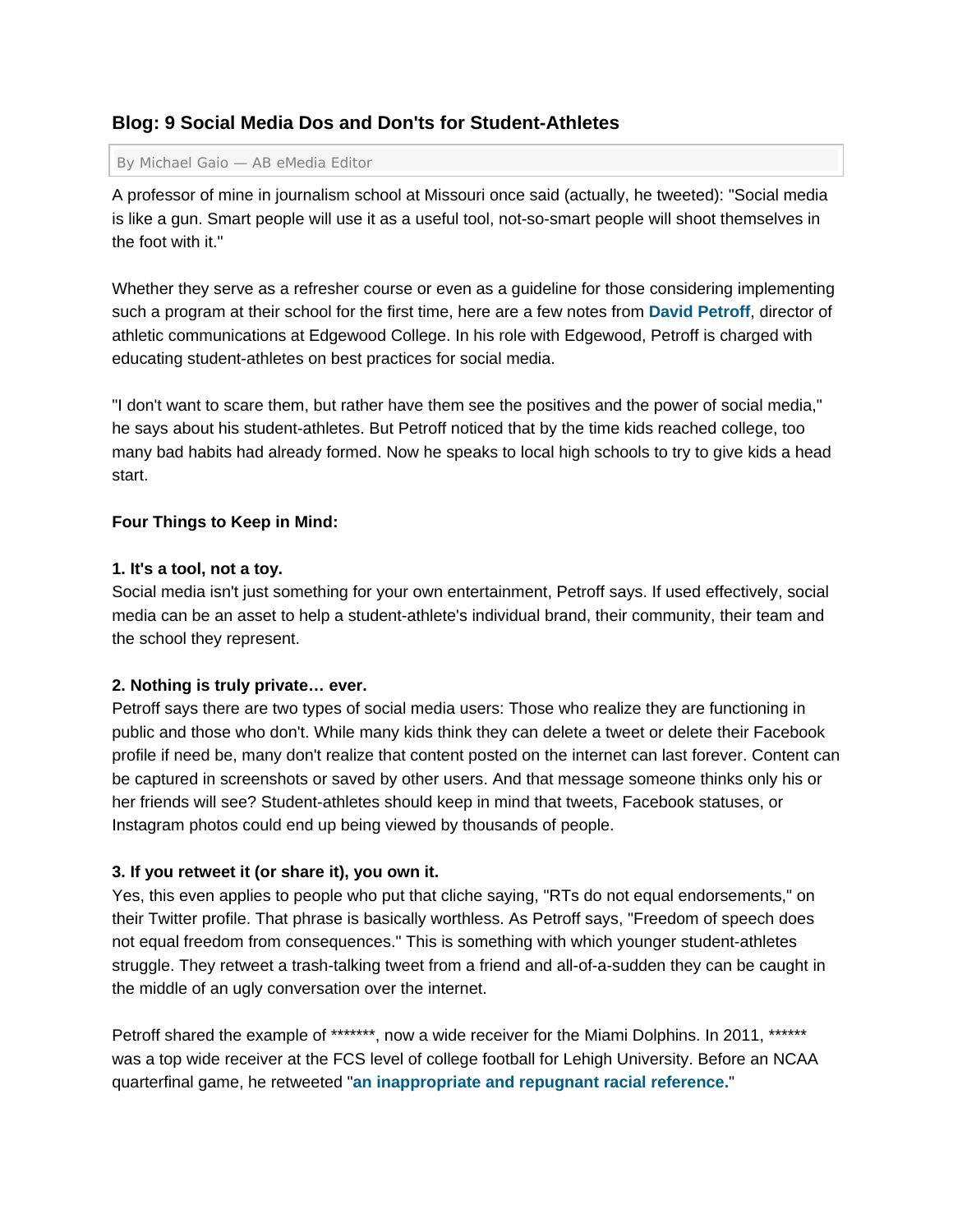## Blog: 9 Social Media Dos and Don'ts for Student-Athletes

By Michael Gaio — AB eMedia Editor

A professor of mine in journalism school at Missouri once said (actually, he tweeted): "Social media is like a gun. Smart people will use it as a useful tool, not-so-smart people will shoot themselves in the foot with it."

Whether they serve as a refresher course or even as a guideline for those considering implementing such a program at their school for the first time, here are a few notes from **David Petroff**, director of athletic communications at Edgewood College. In his role with Edgewood, Petroff is charged with educating student-athletes on best practices for social media.

"I don't want to scare them, but rather have them see the positives and the power of social media," he says about his student-athletes. But Petroff noticed that by the time kids reached college, too many bad habits had already formed. Now he speaks to local high schools to try to give kids a head start.

**Four Things to Keep in Mind:**

**1. It's a tool, not a toy.**
Social media isn't just something for your own entertainment, Petroff says. If used effectively, social media can be an asset to help a student-athlete's individual brand, their community, their team and the school they represent.

**2. Nothing is truly private… ever.**
Petroff says there are two types of social media users: Those who realize they are functioning in public and those who don't. While many kids think they can delete a tweet or delete their Facebook profile if need be, many don't realize that content posted on the internet can last forever. Content can be captured in screenshots or saved by other users. And that message someone thinks only his or her friends will see? Student-athletes should keep in mind that tweets, Facebook statuses, or Instagram photos could end up being viewed by thousands of people.

**3. If you retweet it (or share it), you own it.**
Yes, this even applies to people who put that cliche saying, "RTs do not equal endorsements," on their Twitter profile. That phrase is basically worthless. As Petroff says, "Freedom of speech does not equal freedom from consequences." This is something with which younger student-athletes struggle. They retweet a trash-talking tweet from a friend and all-of-a-sudden they can be caught in the middle of an ugly conversation over the internet.

Petroff shared the example of *******, now a wide receiver for the Miami Dolphins. In 2011, ****** was a top wide receiver at the FCS level of college football for Lehigh University. Before an NCAA quarterfinal game, he retweeted "**an inappropriate and repugnant racial reference.**"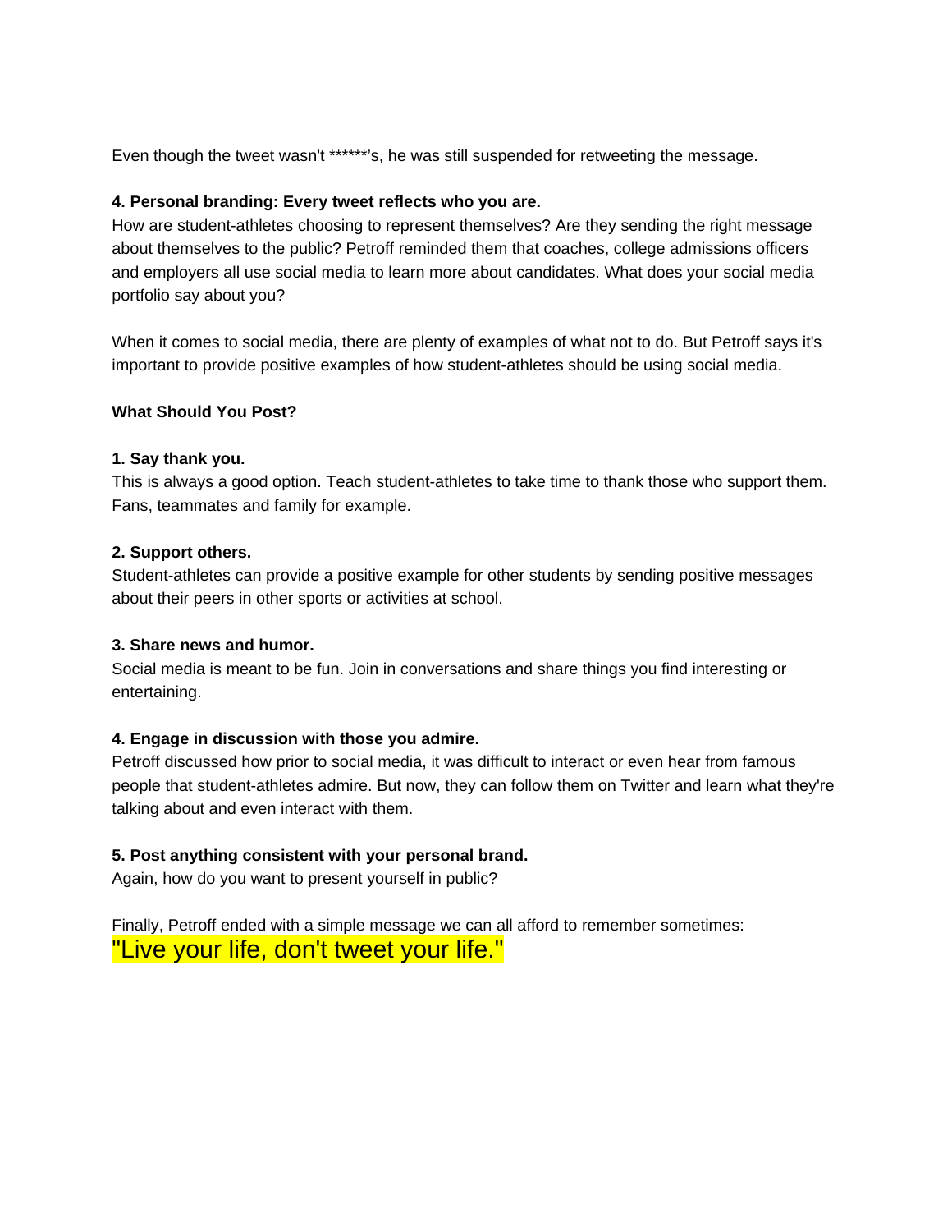Even though the tweet wasn't ******'s, he was still suspended for retweeting the message.

**4. Personal branding: Every tweet reflects who you are.**
How are student-athletes choosing to represent themselves? Are they sending the right message about themselves to the public? Petroff reminded them that coaches, college admissions officers and employers all use social media to learn more about candidates. What does your social media portfolio say about you?

When it comes to social media, there are plenty of examples of what not to do. But Petroff says it's important to provide positive examples of how student-athletes should be using social media.

**What Should You Post?**

**1. Say thank you.**
This is always a good option. Teach student-athletes to take time to thank those who support them. Fans, teammates and family for example.

**2. Support others.**
Student-athletes can provide a positive example for other students by sending positive messages about their peers in other sports or activities at school.

**3. Share news and humor.**
Social media is meant to be fun. Join in conversations and share things you find interesting or entertaining.

**4. Engage in discussion with those you admire.**
Petroff discussed how prior to social media, it was difficult to interact or even hear from famous people that student-athletes admire. But now, they can follow them on Twitter and learn what they're talking about and even interact with them.

**5. Post anything consistent with your personal brand.**
Again, how do you want to present yourself in public?

Finally, Petroff ended with a simple message we can all afford to remember sometimes:
"Live your life, don't tweet your life."